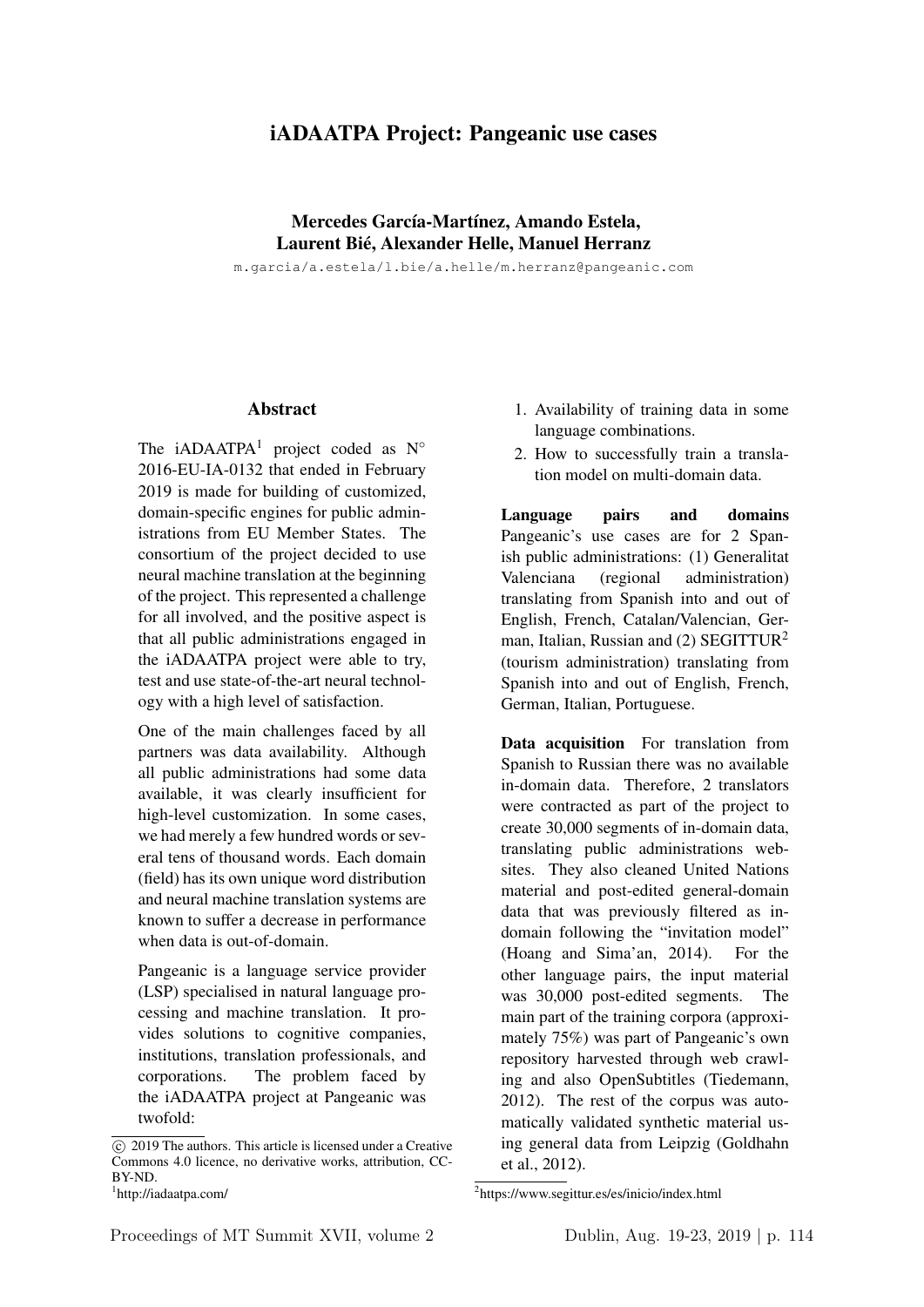# iADAATPA Project: Pangeanic use cases

**Mercedes García-Martínez, Amando Estela, Laurent Bié, Alexander Helle, Manuel Herranz**

m.garcia/a.estela/l.bie/a.helle/m.herranz@pangeanic.com

## Abstract

The iADAATPA[1] project coded as N° 2016-EU-IA-0132 that ended in February 2019 is made for building of customized, domain-specific engines for public administrations from EU Member States. The consortium of the project decided to use neural machine translation at the beginning of the project. This represented a challenge for all involved, and the positive aspect is that all public administrations engaged in the iADAATPA project were able to try, test and use state-of-the-art neural technology with a high level of satisfaction.

One of the main challenges faced by all partners was data availability. Although all public administrations had some data available, it was clearly insufficient for high-level customization. In some cases, we had merely a few hundred words or several tens of thousand words. Each domain (field) has its own unique word distribution and neural machine translation systems are known to suffer a decrease in performance when data is out-of-domain.

Pangeanic is a language service provider (LSP) specialised in natural language processing and machine translation. It provides solutions to cognitive companies, institutions, translation professionals, and corporations. The problem faced by the iADAATPA project at Pangeanic was twofold:

1. Availability of training data in some language combinations.
2. How to successfully train a translation model on multi-domain data.

**Language pairs and domains** Pangeanic's use cases are for 2 Spanish public administrations: (1) Generalitat Valenciana (regional administration) translating from Spanish into and out of English, French, Catalan/Valencian, German, Italian, Russian and (2) SEGITTUR[2] (tourism administration) translating from Spanish into and out of English, French, German, Italian, Portuguese.

**Data acquisition** For translation from Spanish to Russian there was no available in-domain data. Therefore, 2 translators were contracted as part of the project to create 30,000 segments of in-domain data, translating public administrations websites. They also cleaned United Nations material and post-edited general-domain data that was previously filtered as in-domain following the "invitation model" (Hoang and Sima'an, 2014). For the other language pairs, the input material was 30,000 post-edited segments. The main part of the training corpora (approximately 75%) was part of Pangeanic's own repository harvested through web crawling and also OpenSubtitles (Tiedemann, 2012). The rest of the corpus was automatically validated synthetic material using general data from Leipzig (Goldhahn et al., 2012).

© 2019 The authors. This article is licensed under a Creative Commons 4.0 licence, no derivative works, attribution, CC-BY-ND.

[1] http://iadaatpa.com/

[2] https://www.segittur.es/es/inicio/index.html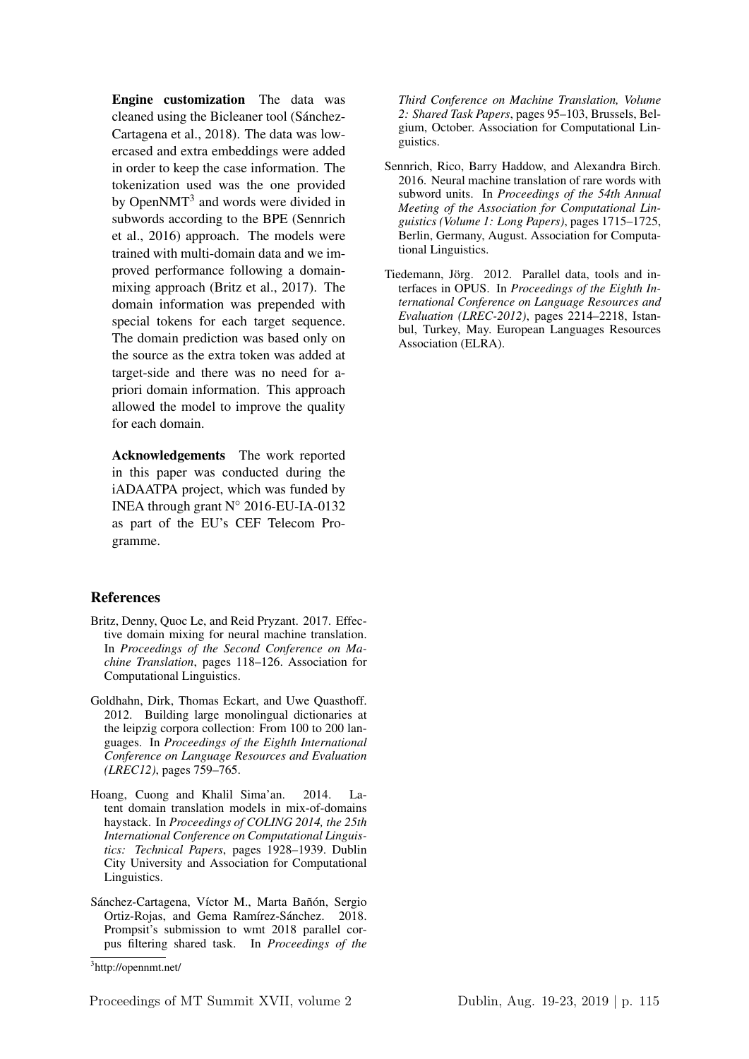**Engine customization** The data was cleaned using the Bicleaner tool (Sánchez-Cartagena et al., 2018). The data was lowercased and extra embeddings were added in order to keep the case information. The tokenization used was the one provided by OpenNMT[3] and words were divided in subwords according to the BPE (Sennrich et al., 2016) approach. The models were trained with multi-domain data and we improved performance following a domain-mixing approach (Britz et al., 2017). The domain information was prepended with special tokens for each target sequence. The domain prediction was based only on the source as the extra token was added at target-side and there was no need for a-priori domain information. This approach allowed the model to improve the quality for each domain.

**Acknowledgements** The work reported in this paper was conducted during the iADAATPA project, which was funded by INEA through grant N° 2016-EU-IA-0132 as part of the EU's CEF Telecom Programme.

## References

Britz, Denny, Quoc Le, and Reid Pryzant. 2017. Effective domain mixing for neural machine translation. In *Proceedings of the Second Conference on Machine Translation*, pages 118–126. Association for Computational Linguistics.

Goldhahn, Dirk, Thomas Eckart, and Uwe Quasthoff. 2012. Building large monolingual dictionaries at the leipzig corpora collection: From 100 to 200 languages. In *Proceedings of the Eighth International Conference on Language Resources and Evaluation (LREC12)*, pages 759–765.

Hoang, Cuong and Khalil Sima'an. 2014. Latent domain translation models in mix-of-domains haystack. In *Proceedings of COLING 2014, the 25th International Conference on Computational Linguistics: Technical Papers*, pages 1928–1939. Dublin City University and Association for Computational Linguistics.

Sánchez-Cartagena, Víctor M., Marta Bañón, Sergio Ortiz-Rojas, and Gema Ramírez-Sánchez. 2018. Prompsit's submission to wmt 2018 parallel corpus filtering shared task. In *Proceedings of the Third Conference on Machine Translation, Volume 2: Shared Task Papers*, pages 95–103, Brussels, Belgium, October. Association for Computational Linguistics.

Sennrich, Rico, Barry Haddow, and Alexandra Birch. 2016. Neural machine translation of rare words with subword units. In *Proceedings of the 54th Annual Meeting of the Association for Computational Linguistics (Volume 1: Long Papers)*, pages 1715–1725, Berlin, Germany, August. Association for Computational Linguistics.

Tiedemann, Jörg. 2012. Parallel data, tools and interfaces in OPUS. In *Proceedings of the Eighth International Conference on Language Resources and Evaluation (LREC-2012)*, pages 2214–2218, Istanbul, Turkey, May. European Languages Resources Association (ELRA).

[3]http://opennmt.net/